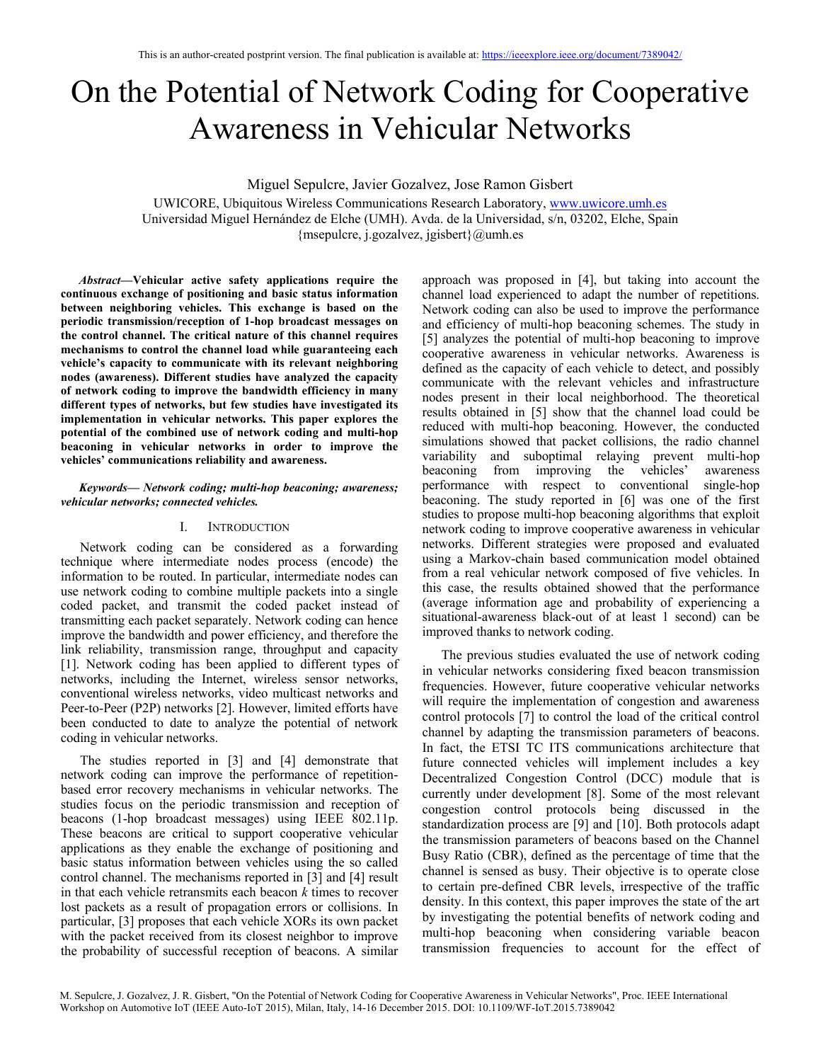This is an author-created postprint version. The final publication is available at: https://ieeexplore.ieee.org/document/7389042/

# On the Potential of Network Coding for Cooperative Awareness in Vehicular Networks

Miguel Sepulcre, Javier Gozalvez, Jose Ramon Gisbert

UWICORE, Ubiquitous Wireless Communications Research Laboratory, www.uwicore.umh.es
Universidad Miguel Hernández de Elche (UMH). Avda. de la Universidad, s/n, 03202, Elche, Spain
{msepulcre, j.gozalvez, jgisbert}@umh.es

***Abstract*—Vehicular active safety applications require the continuous exchange of positioning and basic status information between neighboring vehicles. This exchange is based on the periodic transmission/reception of 1-hop broadcast messages on the control channel. The critical nature of this channel requires mechanisms to control the channel load while guaranteeing each vehicle's capacity to communicate with its relevant neighboring nodes (awareness). Different studies have analyzed the capacity of network coding to improve the bandwidth efficiency in many different types of networks, but few studies have investigated its implementation in vehicular networks. This paper explores the potential of the combined use of network coding and multi-hop beaconing in vehicular networks in order to improve the vehicles' communications reliability and awareness.**

***Keywords— Network coding; multi-hop beaconing; awareness; vehicular networks; connected vehicles.***

## I. Introduction

Network coding can be considered as a forwarding technique where intermediate nodes process (encode) the information to be routed. In particular, intermediate nodes can use network coding to combine multiple packets into a single coded packet, and transmit the coded packet instead of transmitting each packet separately. Network coding can hence improve the bandwidth and power efficiency, and therefore the link reliability, transmission range, throughput and capacity [1]. Network coding has been applied to different types of networks, including the Internet, wireless sensor networks, conventional wireless networks, video multicast networks and Peer-to-Peer (P2P) networks [2]. However, limited efforts have been conducted to date to analyze the potential of network coding in vehicular networks.

The studies reported in [3] and [4] demonstrate that network coding can improve the performance of repetition-based error recovery mechanisms in vehicular networks. The studies focus on the periodic transmission and reception of beacons (1-hop broadcast messages) using IEEE 802.11p. These beacons are critical to support cooperative vehicular applications as they enable the exchange of positioning and basic status information between vehicles using the so called control channel. The mechanisms reported in [3] and [4] result in that each vehicle retransmits each beacon *k* times to recover lost packets as a result of propagation errors or collisions. In particular, [3] proposes that each vehicle XORs its own packet with the packet received from its closest neighbor to improve the probability of successful reception of beacons. A similar approach was proposed in [4], but taking into account the channel load experienced to adapt the number of repetitions. Network coding can also be used to improve the performance and efficiency of multi-hop beaconing schemes. The study in [5] analyzes the potential of multi-hop beaconing to improve cooperative awareness in vehicular networks. Awareness is defined as the capacity of each vehicle to detect, and possibly communicate with the relevant vehicles and infrastructure nodes present in their local neighborhood. The theoretical results obtained in [5] show that the channel load could be reduced with multi-hop beaconing. However, the conducted simulations showed that packet collisions, the radio channel variability and suboptimal relaying prevent multi-hop beaconing from improving the vehicles' awareness performance with respect to conventional single-hop beaconing. The study reported in [6] was one of the first studies to propose multi-hop beaconing algorithms that exploit network coding to improve cooperative awareness in vehicular networks. Different strategies were proposed and evaluated using a Markov-chain based communication model obtained from a real vehicular network composed of five vehicles. In this case, the results obtained showed that the performance (average information age and probability of experiencing a situational-awareness black-out of at least 1 second) can be improved thanks to network coding.

The previous studies evaluated the use of network coding in vehicular networks considering fixed beacon transmission frequencies. However, future cooperative vehicular networks will require the implementation of congestion and awareness control protocols [7] to control the load of the critical control channel by adapting the transmission parameters of beacons. In fact, the ETSI TC ITS communications architecture that future connected vehicles will implement includes a key Decentralized Congestion Control (DCC) module that is currently under development [8]. Some of the most relevant congestion control protocols being discussed in the standardization process are [9] and [10]. Both protocols adapt the transmission parameters of beacons based on the Channel Busy Ratio (CBR), defined as the percentage of time that the channel is sensed as busy. Their objective is to operate close to certain pre-defined CBR levels, irrespective of the traffic density. In this context, this paper improves the state of the art by investigating the potential benefits of network coding and multi-hop beaconing when considering variable beacon transmission frequencies to account for the effect of

M. Sepulcre, J. Gozalvez, J. R. Gisbert, "On the Potential of Network Coding for Cooperative Awareness in Vehicular Networks", Proc. IEEE International Workshop on Automotive IoT (IEEE Auto-IoT 2015), Milan, Italy, 14-16 December 2015. DOI: 10.1109/WF-IoT.2015.7389042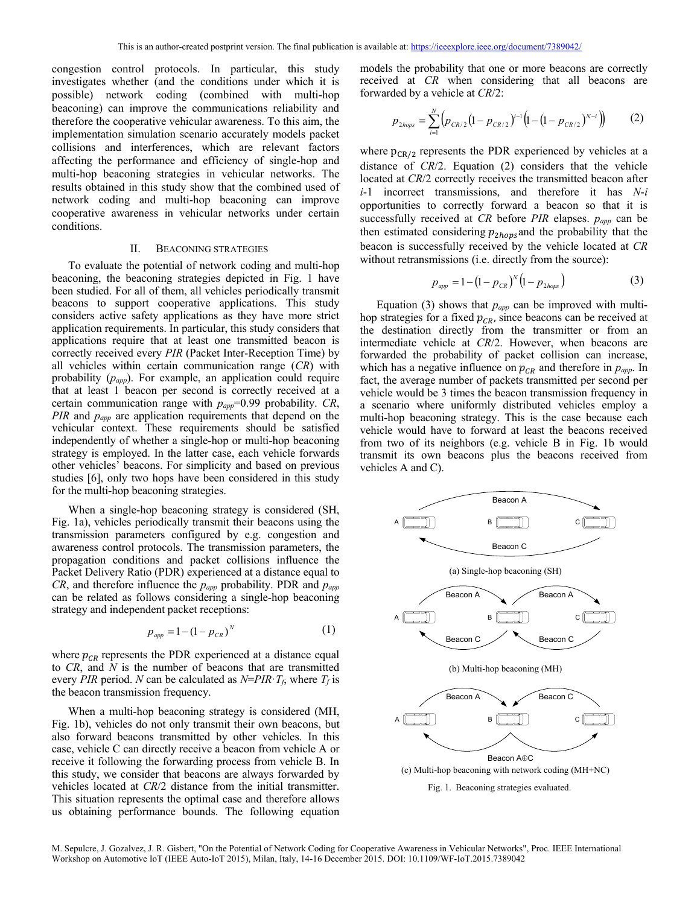congestion control protocols. In particular, this study investigates whether (and the conditions under which it is possible) network coding (combined with multi-hop beaconing) can improve the communications reliability and therefore the cooperative vehicular awareness. To this aim, the implementation simulation scenario accurately models packet collisions and interferences, which are relevant factors affecting the performance and efficiency of single-hop and multi-hop beaconing strategies in vehicular networks. The results obtained in this study show that the combined used of network coding and multi-hop beaconing can improve cooperative awareness in vehicular networks under certain conditions.

## II. Beaconing Strategies

To evaluate the potential of network coding and multi-hop beaconing, the beaconing strategies depicted in Fig. 1 have been studied. For all of them, all vehicles periodically transmit beacons to support cooperative applications. This study considers active safety applications as they have more strict application requirements. In particular, this study considers that applications require that at least one transmitted beacon is correctly received every *PIR* (Packet Inter-Reception Time) by all vehicles within certain communication range (*CR*) with probability ($p_{app}$). For example, an application could require that at least 1 beacon per second is correctly received at a certain communication range with $p_{app}$=0.99 probability. *CR*, *PIR* and $p_{app}$ are application requirements that depend on the vehicular context. These requirements should be satisfied independently of whether a single-hop or multi-hop beaconing strategy is employed. In the latter case, each vehicle forwards other vehicles' beacons. For simplicity and based on previous studies [6], only two hops have been considered in this study for the multi-hop beaconing strategies.

When a single-hop beaconing strategy is considered (SH, Fig. 1a), vehicles periodically transmit their beacons using the transmission parameters configured by e.g. congestion and awareness control protocols. The transmission parameters, the propagation conditions and packet collisions influence the Packet Delivery Ratio (PDR) experienced at a distance equal to *CR*, and therefore influence the $p_{app}$ probability. PDR and $p_{app}$ can be related as follows considering a single-hop beaconing strategy and independent packet receptions:

$$p_{app} = 1 - (1 - p_{CR})^{N} \tag{1}$$

where $p_{CR}$ represents the PDR experienced at a distance equal to *CR*, and *N* is the number of beacons that are transmitted every *PIR* period. *N* can be calculated as $N = PIR \cdot T_f$, where $T_f$ is the beacon transmission frequency.

When a multi-hop beaconing strategy is considered (MH, Fig. 1b), vehicles do not only transmit their own beacons, but also forward beacons transmitted by other vehicles. In this case, vehicle C can directly receive a beacon from vehicle A or receive it following the forwarding process from vehicle B. In this study, we consider that beacons are always forwarded by vehicles located at *CR*/2 distance from the initial transmitter. This situation represents the optimal case and therefore allows us obtaining performance bounds. The following equation models the probability that one or more beacons are correctly received at *CR* when considering that all beacons are forwarded by a vehicle at *CR*/2:

$$p_{2hops} = \sum_{i=1}^{N} \left( p_{CR/2} \left(1 - p_{CR/2}\right)^{i-1} \left(1 - \left(1 - p_{CR/2}\right)^{N-i}\right) \right) \tag{2}$$

where $p_{CR/2}$ represents the PDR experienced by vehicles at a distance of *CR*/2. Equation (2) considers that the vehicle located at *CR*/2 correctly receives the transmitted beacon after *i*-1 incorrect transmissions, and therefore it has *N*-*i* opportunities to correctly forward a beacon so that it is successfully received at *CR* before *PIR* elapses. $p_{app}$ can be then estimated considering $p_{2hops}$ and the probability that the beacon is successfully received by the vehicle located at *CR* without retransmissions (i.e. directly from the source):

$$p_{app} = 1 - \left(1 - p_{CR}\right)^{N} \left(1 - p_{2hops}\right) \tag{3}$$

Equation (3) shows that $p_{app}$ can be improved with multi-hop strategies for a fixed $p_{CR}$, since beacons can be received at the destination directly from the transmitter or from an intermediate vehicle at *CR*/2. However, when beacons are forwarded the probability of packet collision can increase, which has a negative influence on $p_{CR}$ and therefore in $p_{app}$. In fact, the average number of packets transmitted per second per vehicle would be 3 times the beacon transmission frequency in a scenario where uniformly distributed vehicles employ a multi-hop beaconing strategy. This is the case because each vehicle would have to forward at least the beacons received from two of its neighbors (e.g. vehicle B in Fig. 1b would transmit its own beacons plus the beacons received from vehicles A and C).

(a) Single-hop beaconing (SH)

(b) Multi-hop beaconing (MH)

(c) Multi-hop beaconing with network coding (MH+NC)

Fig. 1. Beaconing strategies evaluated.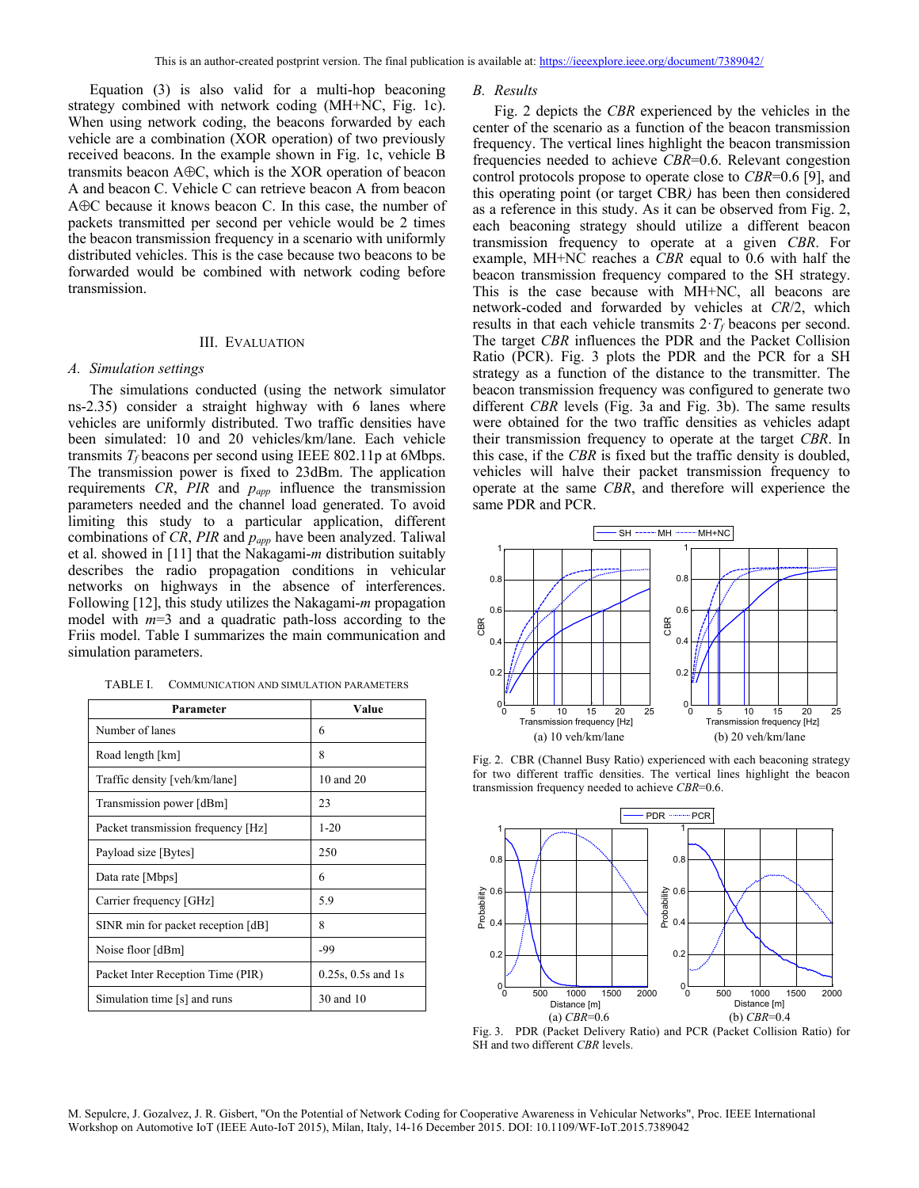Equation (3) is also valid for a multi-hop beaconing strategy combined with network coding (MH+NC, Fig. 1c). When using network coding, the beacons forwarded by each vehicle are a combination (XOR operation) of two previously received beacons. In the example shown in Fig. 1c, vehicle B transmits beacon A⊕C, which is the XOR operation of beacon A and beacon C. Vehicle C can retrieve beacon A from beacon A⊕C because it knows beacon C. In this case, the number of packets transmitted per second per vehicle would be 2 times the beacon transmission frequency in a scenario with uniformly distributed vehicles. This is the case because two beacons to be forwarded would be combined with network coding before transmission.

## III. Evaluation

### A. Simulation settings

The simulations conducted (using the network simulator ns-2.35) consider a straight highway with 6 lanes where vehicles are uniformly distributed. Two traffic densities have been simulated: 10 and 20 vehicles/km/lane. Each vehicle transmits $T_f$ beacons per second using IEEE 802.11p at 6Mbps. The transmission power is fixed to 23dBm. The application requirements *CR*, *PIR* and $p_{app}$ influence the transmission parameters needed and the channel load generated. To avoid limiting this study to a particular application, different combinations of *CR*, *PIR* and $p_{app}$ have been analyzed. Taliwal et al. showed in [11] that the Nakagami-*m* distribution suitably describes the radio propagation conditions in vehicular networks on highways in the absence of interferences. Following [12], this study utilizes the Nakagami-*m* propagation model with *m*=3 and a quadratic path-loss according to the Friis model. Table I summarizes the main communication and simulation parameters.

TABLE I. Communication and simulation parameters

| Parameter | Value |
|---|---|
| Number of lanes | 6 |
| Road length [km] | 8 |
| Traffic density [veh/km/lane] | 10 and 20 |
| Transmission power [dBm] | 23 |
| Packet transmission frequency [Hz] | 1-20 |
| Payload size [Bytes] | 250 |
| Data rate [Mbps] | 6 |
| Carrier frequency [GHz] | 5.9 |
| SINR min for packet reception [dB] | 8 |
| Noise floor [dBm] | -99 |
| Packet Inter Reception Time (PIR) | 0.25s, 0.5s and 1s |
| Simulation time [s] and runs | 30 and 10 |

### B. Results

Fig. 2 depicts the *CBR* experienced by the vehicles in the center of the scenario as a function of the beacon transmission frequency. The vertical lines highlight the beacon transmission frequencies needed to achieve *CBR*=0.6. Relevant congestion control protocols propose to operate close to *CBR*=0.6 [9], and this operating point (or target CBR*)* has been then considered as a reference in this study. As it can be observed from Fig. 2, each beaconing strategy should utilize a different beacon transmission frequency to operate at a given *CBR*. For example, MH+NC reaches a *CBR* equal to 0.6 with half the beacon transmission frequency compared to the SH strategy. This is the case because with MH+NC, all beacons are network-coded and forwarded by vehicles at *CR*/2, which results in that each vehicle transmits $2{\cdot}T_f$ beacons per second. The target *CBR* influences the PDR and the Packet Collision Ratio (PCR). Fig. 3 plots the PDR and the PCR for a SH strategy as a function of the distance to the transmitter. The beacon transmission frequency was configured to generate two different *CBR* levels (Fig. 3a and Fig. 3b). The same results were obtained for the two traffic densities as vehicles adapt their transmission frequency to operate at the target *CBR*. In this case, if the *CBR* is fixed but the traffic density is doubled, vehicles will halve their packet transmission frequency to operate at the same *CBR*, and therefore will experience the same PDR and PCR.

(a) 10 veh/km/lane (b) 20 veh/km/lane

Fig. 2. CBR (Channel Busy Ratio) experienced with each beaconing strategy for two different traffic densities. The vertical lines highlight the beacon transmission frequency needed to achieve *CBR*=0.6.

(a) *CBR*=0.6 (b) *CBR*=0.4

Fig. 3. PDR (Packet Delivery Ratio) and PCR (Packet Collision Ratio) for SH and two different *CBR* levels.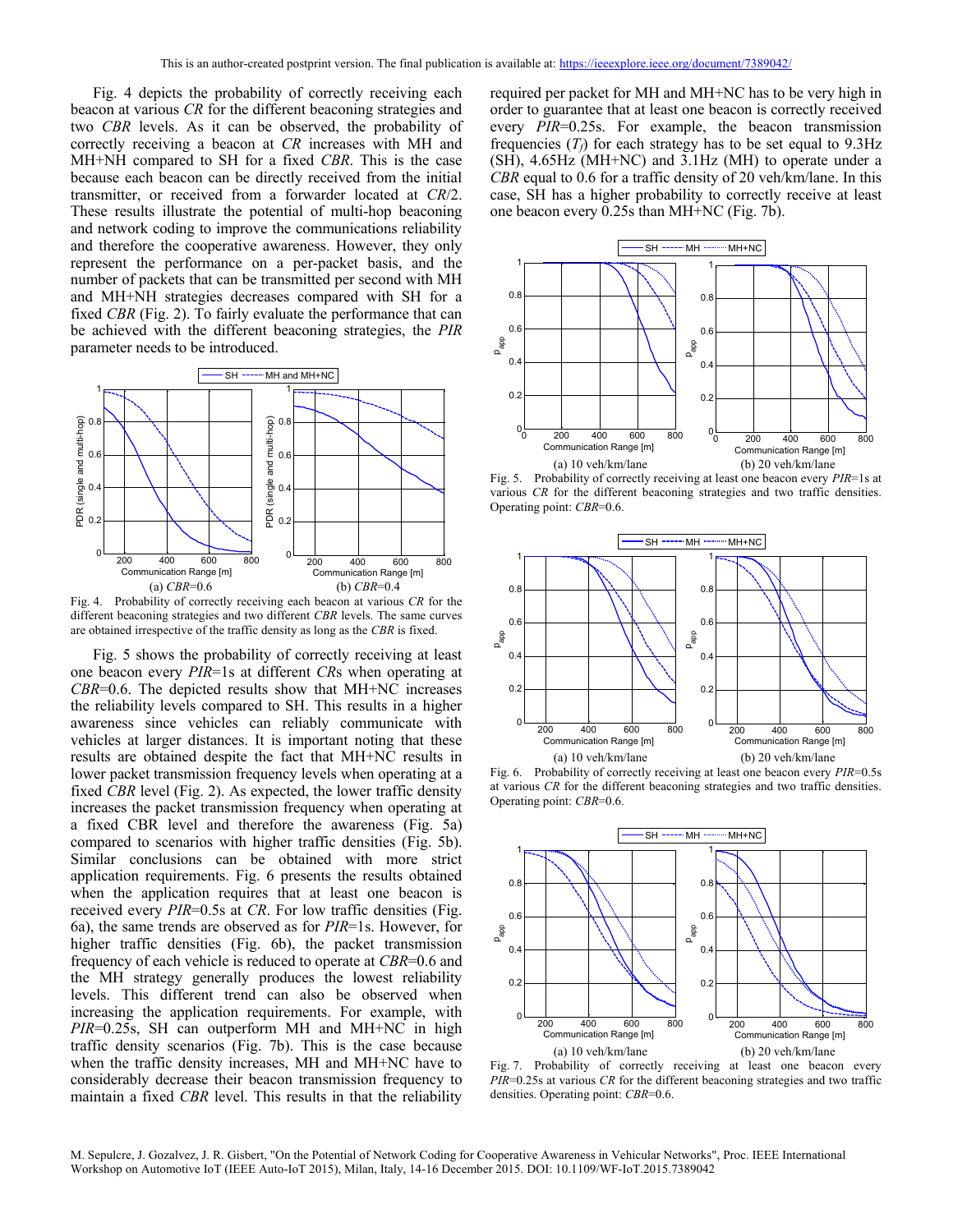Fig. 4 depicts the probability of correctly receiving each beacon at various *CR* for the different beaconing strategies and two *CBR* levels. As it can be observed, the probability of correctly receiving a beacon at *CR* increases with MH and MH+NH compared to SH for a fixed *CBR*. This is the case because each beacon can be directly received from the initial transmitter, or received from a forwarder located at *CR*/2. These results illustrate the potential of multi-hop beaconing and network coding to improve the communications reliability and therefore the cooperative awareness. However, they only represent the performance on a per-packet basis, and the number of packets that can be transmitted per second with MH and MH+NH strategies decreases compared with SH for a fixed *CBR* (Fig. 2). To fairly evaluate the performance that can be achieved with the different beaconing strategies, the *PIR* parameter needs to be introduced.

Fig. 4. Probability of correctly receiving each beacon at various *CR* for the different beaconing strategies and two different *CBR* levels. The same curves are obtained irrespective of the traffic density as long as the *CBR* is fixed. (a) *CBR*=0.6 (b) *CBR*=0.4

Fig. 5 shows the probability of correctly receiving at least one beacon every *PIR*=1s at different *CR*s when operating at *CBR*=0.6. The depicted results show that MH+NC increases the reliability levels compared to SH. This results in a higher awareness since vehicles can reliably communicate with vehicles at larger distances. It is important noting that these results are obtained despite the fact that MH+NC results in lower packet transmission frequency levels when operating at a fixed *CBR* level (Fig. 2). As expected, the lower traffic density increases the packet transmission frequency when operating at a fixed CBR level and therefore the awareness (Fig. 5a) compared to scenarios with higher traffic densities (Fig. 5b). Similar conclusions can be obtained with more strict application requirements. Fig. 6 presents the results obtained when the application requires that at least one beacon is received every *PIR*=0.5s at *CR*. For low traffic densities (Fig. 6a), the same trends are observed as for *PIR*=1s. However, for higher traffic densities (Fig. 6b), the packet transmission frequency of each vehicle is reduced to operate at *CBR*=0.6 and the MH strategy generally produces the lowest reliability levels. This different trend can also be observed when increasing the application requirements. For example, with *PIR*=0.25s, SH can outperform MH and MH+NC in high traffic density scenarios (Fig. 7b). This is the case because when the traffic density increases, MH and MH+NC have to considerably decrease their beacon transmission frequency to maintain a fixed *CBR* level. This results in that the reliability required per packet for MH and MH+NC has to be very high in order to guarantee that at least one beacon is correctly received every *PIR*=0.25s. For example, the beacon transmission frequencies ($T_f$) for each strategy has to be set equal to 9.3Hz (SH), 4.65Hz (MH+NC) and 3.1Hz (MH) to operate under a *CBR* equal to 0.6 for a traffic density of 20 veh/km/lane. In this case, SH has a higher probability to correctly receive at least one beacon every 0.25s than MH+NC (Fig. 7b).

Fig. 5. Probability of correctly receiving at least one beacon every *PIR*=1s at various *CR* for the different beaconing strategies and two traffic densities. Operating point: *CBR*=0.6. (a) 10 veh/km/lane (b) 20 veh/km/lane

Fig. 6. Probability of correctly receiving at least one beacon every *PIR*=0.5s at various *CR* for the different beaconing strategies and two traffic densities. Operating point: *CBR*=0.6. (a) 10 veh/km/lane (b) 20 veh/km/lane

Fig. 7. Probability of correctly receiving at least one beacon every *PIR*=0.25s at various *CR* for the different beaconing strategies and two traffic densities. Operating point: *CBR*=0.6. (a) 10 veh/km/lane (b) 20 veh/km/lane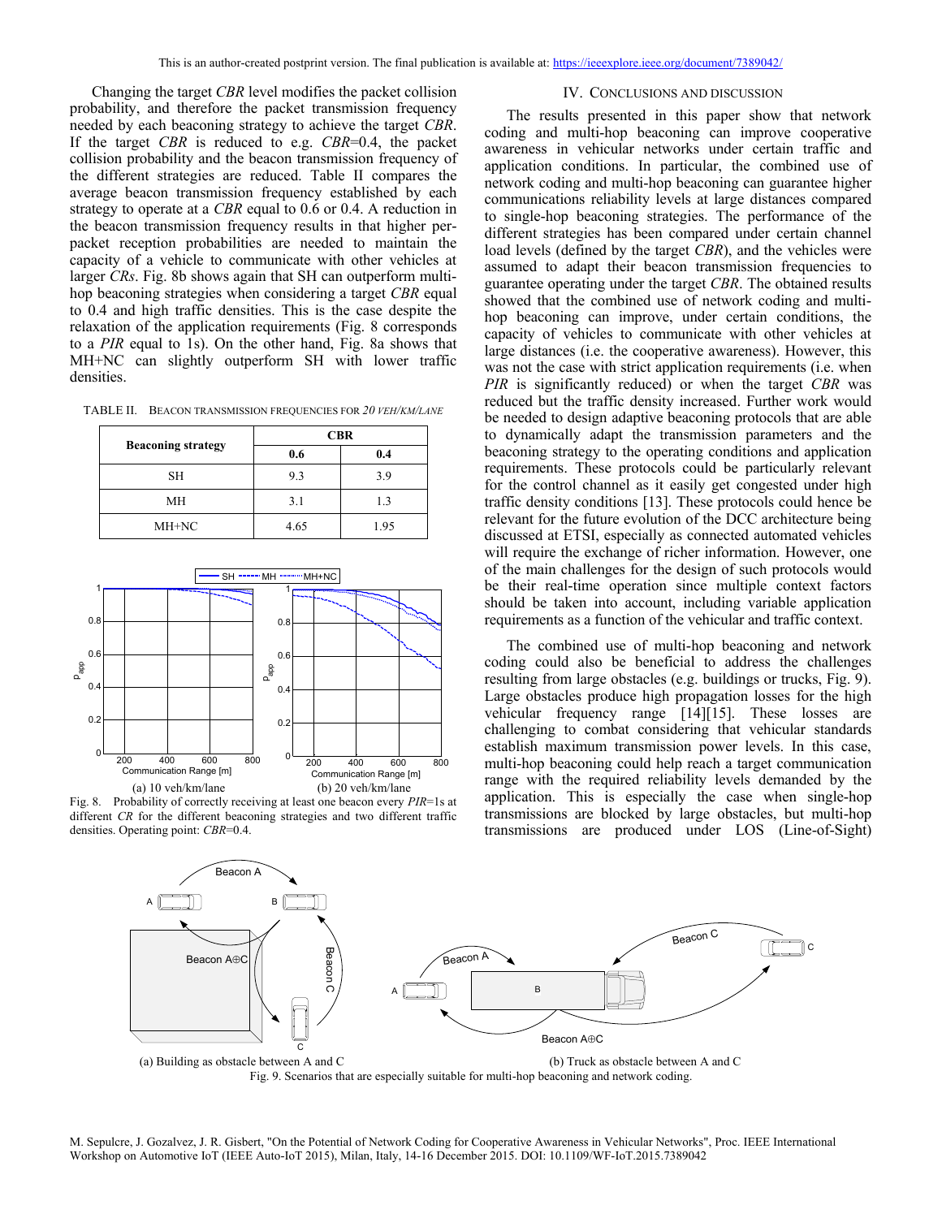Changing the target *CBR* level modifies the packet collision probability, and therefore the packet transmission frequency needed by each beaconing strategy to achieve the target *CBR*. If the target *CBR* is reduced to e.g. *CBR*=0.4, the packet collision probability and the beacon transmission frequency of the different strategies are reduced. Table II compares the average beacon transmission frequency established by each strategy to operate at a *CBR* equal to 0.6 or 0.4. A reduction in the beacon transmission frequency results in that higher per-packet reception probabilities are needed to maintain the capacity of a vehicle to communicate with other vehicles at larger *CRs*. Fig. 8b shows again that SH can outperform multi-hop beaconing strategies when considering a target *CBR* equal to 0.4 and high traffic densities. This is the case despite the relaxation of the application requirements (Fig. 8 corresponds to a *PIR* equal to 1s). On the other hand, Fig. 8a shows that MH+NC can slightly outperform SH with lower traffic densities.

TABLE II. BEACON TRANSMISSION FREQUENCIES FOR *20 VEH/KM/LANE*

| Beaconing strategy | CBR | |
|---|---|---|
| | 0.6 | 0.4 |
| SH | 9.3 | 3.9 |
| MH | 3.1 | 1.3 |
| MH+NC | 4.65 | 1.95 |

SH MH MH+NC

$p_{app}$

1
0.8
0.6
0.4
0.2
0

200 400 600 800
Communication Range [m]

(a) 10 veh/km/lane

(b) 20 veh/km/lane

Fig. 8. Probability of correctly receiving at least one beacon every *PIR*=1s at different *CR* for the different beaconing strategies and two different traffic densities. Operating point: *CBR*=0.4.

## IV. CONCLUSIONS AND DISCUSSION

The results presented in this paper show that network coding and multi-hop beaconing can improve cooperative awareness in vehicular networks under certain traffic and application conditions. In particular, the combined use of network coding and multi-hop beaconing can guarantee higher communications reliability levels at large distances compared to single-hop beaconing strategies. The performance of the different strategies has been compared under certain channel load levels (defined by the target *CBR*), and the vehicles were assumed to adapt their beacon transmission frequencies to guarantee operating under the target *CBR*. The obtained results showed that the combined use of network coding and multi-hop beaconing can improve, under certain conditions, the capacity of vehicles to communicate with other vehicles at large distances (i.e. the cooperative awareness). However, this was not the case with strict application requirements (i.e. when *PIR* is significantly reduced) or when the target *CBR* was reduced but the traffic density increased. Further work would be needed to design adaptive beaconing protocols that are able to dynamically adapt the transmission parameters and the beaconing strategy to the operating conditions and application requirements. These protocols could be particularly relevant for the control channel as it easily get congested under high traffic density conditions [13]. These protocols could hence be relevant for the future evolution of the DCC architecture being discussed at ETSI, especially as connected automated vehicles will require the exchange of richer information. However, one of the main challenges for the design of such protocols would be their real-time operation since multiple context factors should be taken into account, including variable application requirements as a function of the vehicular and traffic context.

The combined use of multi-hop beaconing and network coding could also be beneficial to address the challenges resulting from large obstacles (e.g. buildings or trucks, Fig. 9). Large obstacles produce high propagation losses for the high vehicular frequency range [14][15]. These losses are challenging to combat considering that vehicular standards establish maximum transmission power levels. In this case, multi-hop beaconing could help reach a target communication range with the required reliability levels demanded by the application. This is especially the case when single-hop transmissions are blocked by large obstacles, but multi-hop transmissions are produced under LOS (Line-of-Sight)

Beacon A
A B
Beacon A⊕C
Beacon C
C

(a) Building as obstacle between A and C

Beacon C
Beacon A
A B C
Beacon A⊕C

(b) Truck as obstacle between A and C

Fig. 9. Scenarios that are especially suitable for multi-hop beaconing and network coding.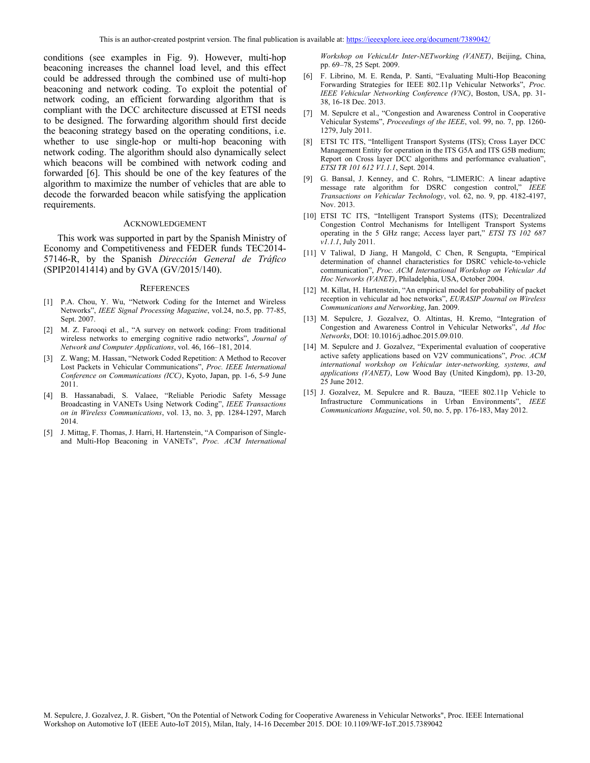conditions (see examples in Fig. 9). However, multi-hop beaconing increases the channel load level, and this effect could be addressed through the combined use of multi-hop beaconing and network coding. To exploit the potential of network coding, an efficient forwarding algorithm that is compliant with the DCC architecture discussed at ETSI needs to be designed. The forwarding algorithm should first decide the beaconing strategy based on the operating conditions, i.e. whether to use single-hop or multi-hop beaconing with network coding. The algorithm should also dynamically select which beacons will be combined with network coding and forwarded [6]. This should be one of the key features of the algorithm to maximize the number of vehicles that are able to decode the forwarded beacon while satisfying the application requirements.

## Acknowledgement

This work was supported in part by the Spanish Ministry of Economy and Competitiveness and FEDER funds TEC2014-57146-R, by the Spanish *Dirección General de Tráfico* (SPIP20141414) and by GVA (GV/2015/140).

## References

[1] P.A. Chou, Y. Wu, "Network Coding for the Internet and Wireless Networks", *IEEE Signal Processing Magazine*, vol.24, no.5, pp. 77-85, Sept. 2007.

[2] M. Z. Farooqi et al., "A survey on network coding: From traditional wireless networks to emerging cognitive radio networks", *Journal of Network and Computer Applications*, vol. 46, 166–181, 2014.

[3] Z. Wang; M. Hassan, "Network Coded Repetition: A Method to Recover Lost Packets in Vehicular Communications", *Proc. IEEE International Conference on Communications (ICC)*, Kyoto, Japan, pp. 1-6, 5-9 June 2011.

[4] B. Hassanabadi, S. Valaee, "Reliable Periodic Safety Message Broadcasting in VANETs Using Network Coding", *IEEE Transactions on in Wireless Communications*, vol. 13, no. 3, pp. 1284-1297, March 2014.

[5] J. Mittag, F. Thomas, J. Harri, H. Hartenstein, "A Comparison of Single- and Multi-Hop Beaconing in VANETs", *Proc. ACM International Workshop on VehiculAr Inter-NETworking (VANET)*, Beijing, China, pp. 69–78, 25 Sept. 2009.

[6] F. Librino, M. E. Renda, P. Santi, "Evaluating Multi-Hop Beaconing Forwarding Strategies for IEEE 802.11p Vehicular Networks", *Proc. IEEE Vehicular Networking Conference (VNC)*, Boston, USA, pp. 31-38, 16-18 Dec. 2013.

[7] M. Sepulcre et al., "Congestion and Awareness Control in Cooperative Vehicular Systems", *Proceedings of the IEEE*, vol. 99, no. 7, pp. 1260-1279, July 2011.

[8] ETSI TC ITS, "Intelligent Transport Systems (ITS); Cross Layer DCC Management Entity for operation in the ITS G5A and ITS G5B medium; Report on Cross layer DCC algorithms and performance evaluation", *ETSI TR 101 612 V1.1.1*, Sept. 2014.

[9] G. Bansal, J. Kenney, and C. Rohrs, "LIMERIC: A linear adaptive message rate algorithm for DSRC congestion control," *IEEE Transactions on Vehicular Technology*, vol. 62, no. 9, pp. 4182-4197, Nov. 2013.

[10] ETSI TC ITS, "Intelligent Transport Systems (ITS); Decentralized Congestion Control Mechanisms for Intelligent Transport Systems operating in the 5 GHz range; Access layer part," *ETSI TS 102 687 v1.1.1*, July 2011.

[11] V Taliwal, D Jiang, H Mangold, C Chen, R Sengupta, "Empirical determination of channel characteristics for DSRC vehicle-to-vehicle communication", *Proc. ACM International Workshop on Vehicular Ad Hoc Networks (VANET)*, Philadelphia, USA, October 2004.

[12] M. Killat, H. Hartenstein, "An empirical model for probability of packet reception in vehicular ad hoc networks", *EURASIP Journal on Wireless Communications and Networking*, Jan. 2009.

[13] M. Sepulcre, J. Gozalvez, O. Altintas, H. Kremo, "Integration of Congestion and Awareness Control in Vehicular Networks", *Ad Hoc Networks*, DOI: 10.1016/j.adhoc.2015.09.010.

[14] M. Sepulcre and J. Gozalvez, "Experimental evaluation of cooperative active safety applications based on V2V communications", *Proc. ACM international workshop on Vehicular inter-networking, systems, and applications (VANET)*, Low Wood Bay (United Kingdom), pp. 13-20, 25 June 2012.

[15] J. Gozalvez, M. Sepulcre and R. Bauza, "IEEE 802.11p Vehicle to Infrastructure Communications in Urban Environments", *IEEE Communications Magazine*, vol. 50, no. 5, pp. 176-183, May 2012.